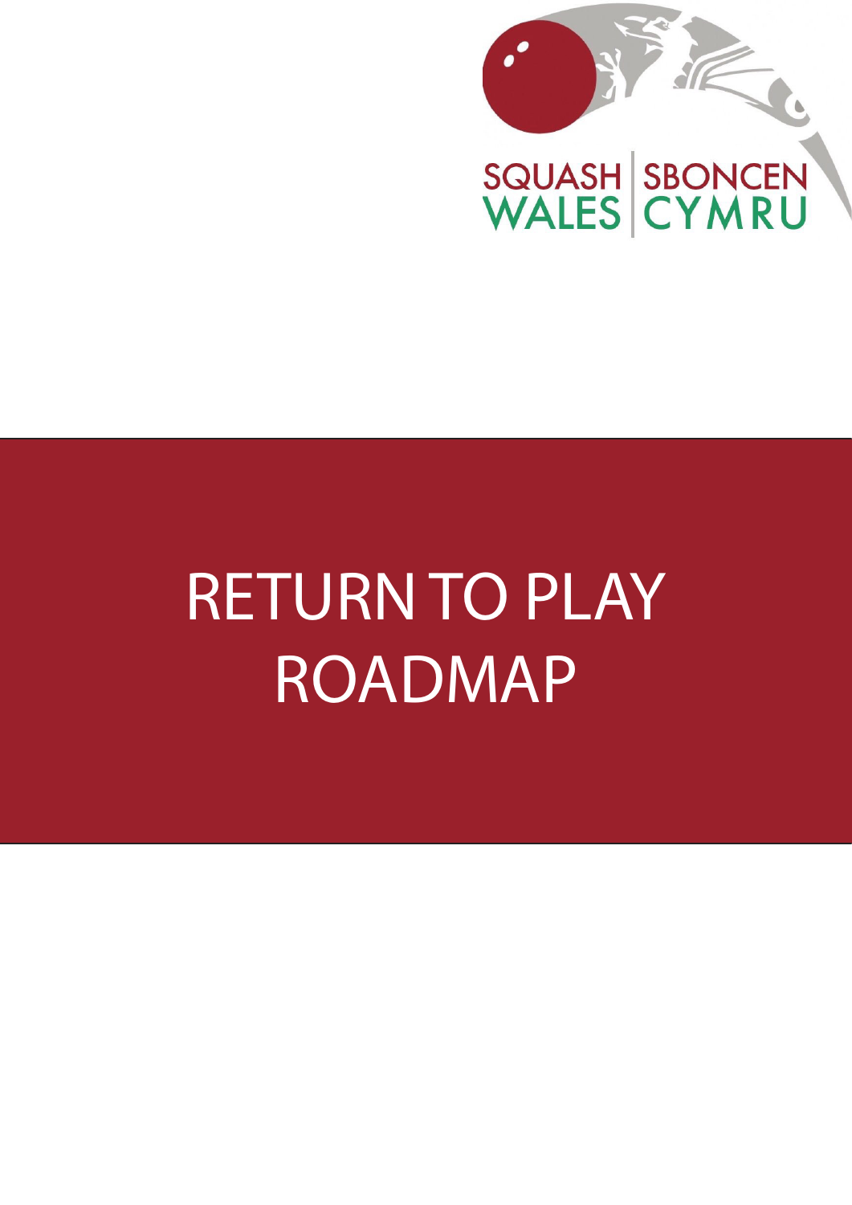SQUASH WALES | SBONCEN CYMRU

# RETURN TO PLAY ROADMAP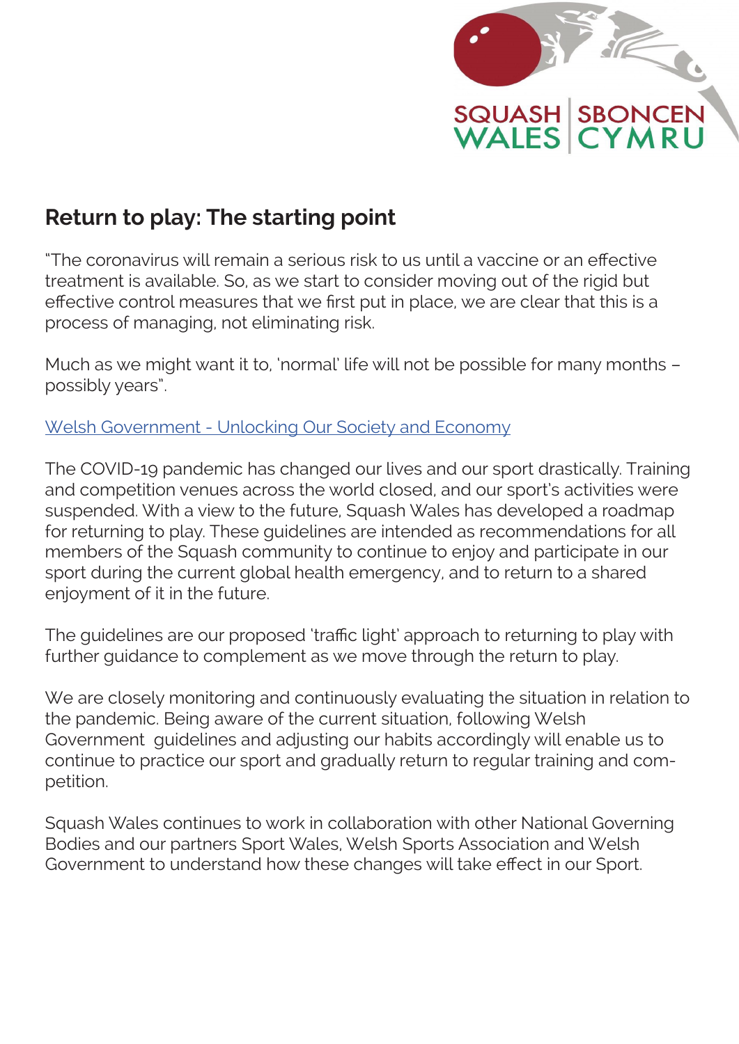## Return to play: The starting point

"The coronavirus will remain a serious risk to us until a vaccine or an effective treatment is available. So, as we start to consider moving out of the rigid but effective control measures that we first put in place, we are clear that this is a process of managing, not eliminating risk.

Much as we might want it to, 'normal' life will not be possible for many months – possibly years".

Welsh Government - Unlocking Our Society and Economy

The COVID-19 pandemic has changed our lives and our sport drastically. Training and competition venues across the world closed, and our sport's activities were suspended. With a view to the future, Squash Wales has developed a roadmap for returning to play. These guidelines are intended as recommendations for all members of the Squash community to continue to enjoy and participate in our sport during the current global health emergency, and to return to a shared enjoyment of it in the future.

The guidelines are our proposed 'traffic light' approach to returning to play with further guidance to complement as we move through the return to play.

We are closely monitoring and continuously evaluating the situation in relation to the pandemic. Being aware of the current situation, following Welsh Government guidelines and adjusting our habits accordingly will enable us to continue to practice our sport and gradually return to regular training and competition.

Squash Wales continues to work in collaboration with other National Governing Bodies and our partners Sport Wales, Welsh Sports Association and Welsh Government to understand how these changes will take effect in our Sport.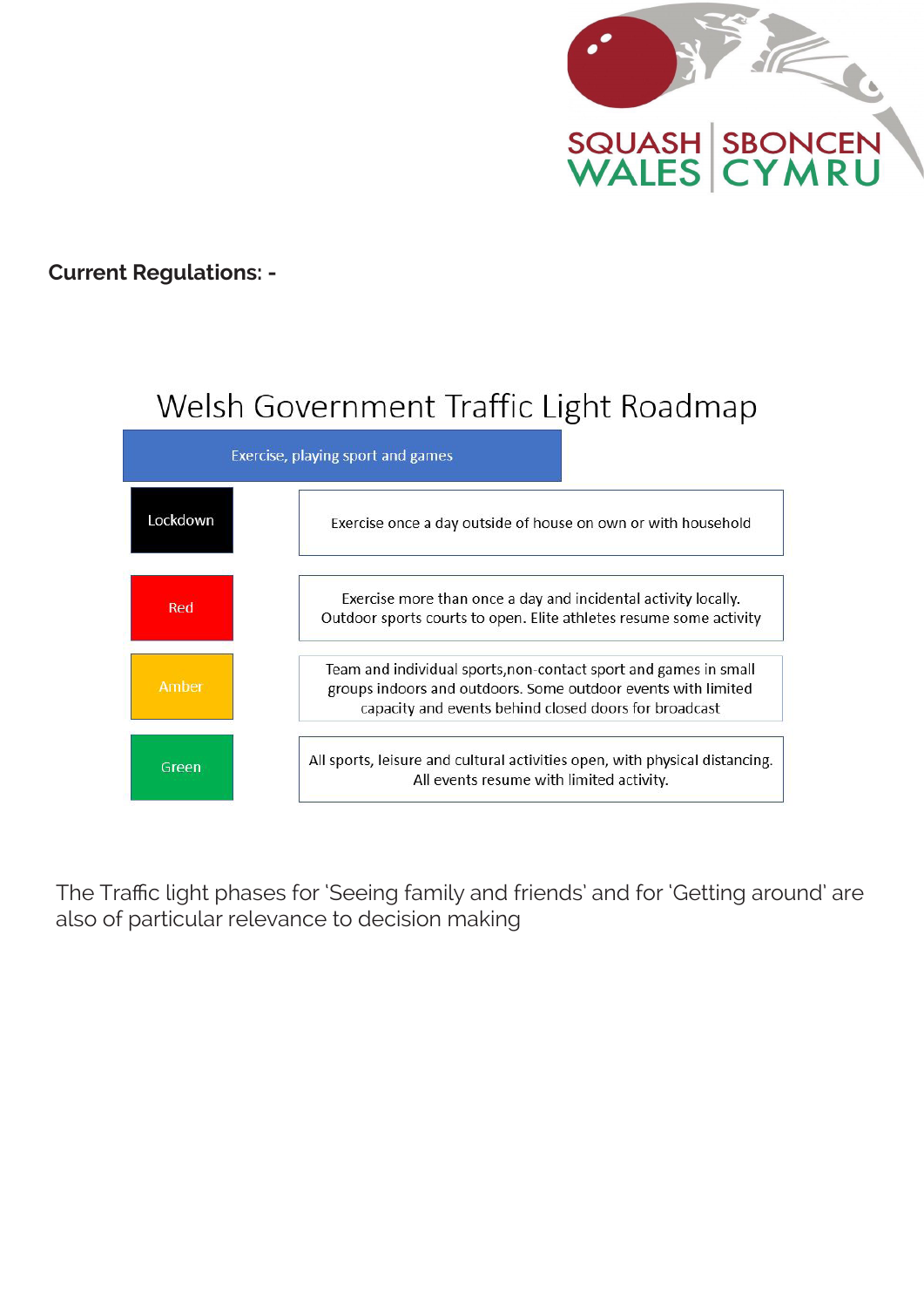**Current Regulations: -**

## Welsh Government Traffic Light Roadmap

| Exercise, playing sport and games | |
|---|---|
| Lockdown | Exercise once a day outside of house on own or with household |
| Red | Exercise more than once a day and incidental activity locally. Outdoor sports courts to open. Elite athletes resume some activity |
| Amber | Team and individual sports,non-contact sport and games in small groups indoors and outdoors. Some outdoor events with limited capacity and events behind closed doors for broadcast |
| Green | All sports, leisure and cultural activities open, with physical distancing. All events resume with limited activity. |

The Traffic light phases for 'Seeing family and friends' and for 'Getting around' are also of particular relevance to decision making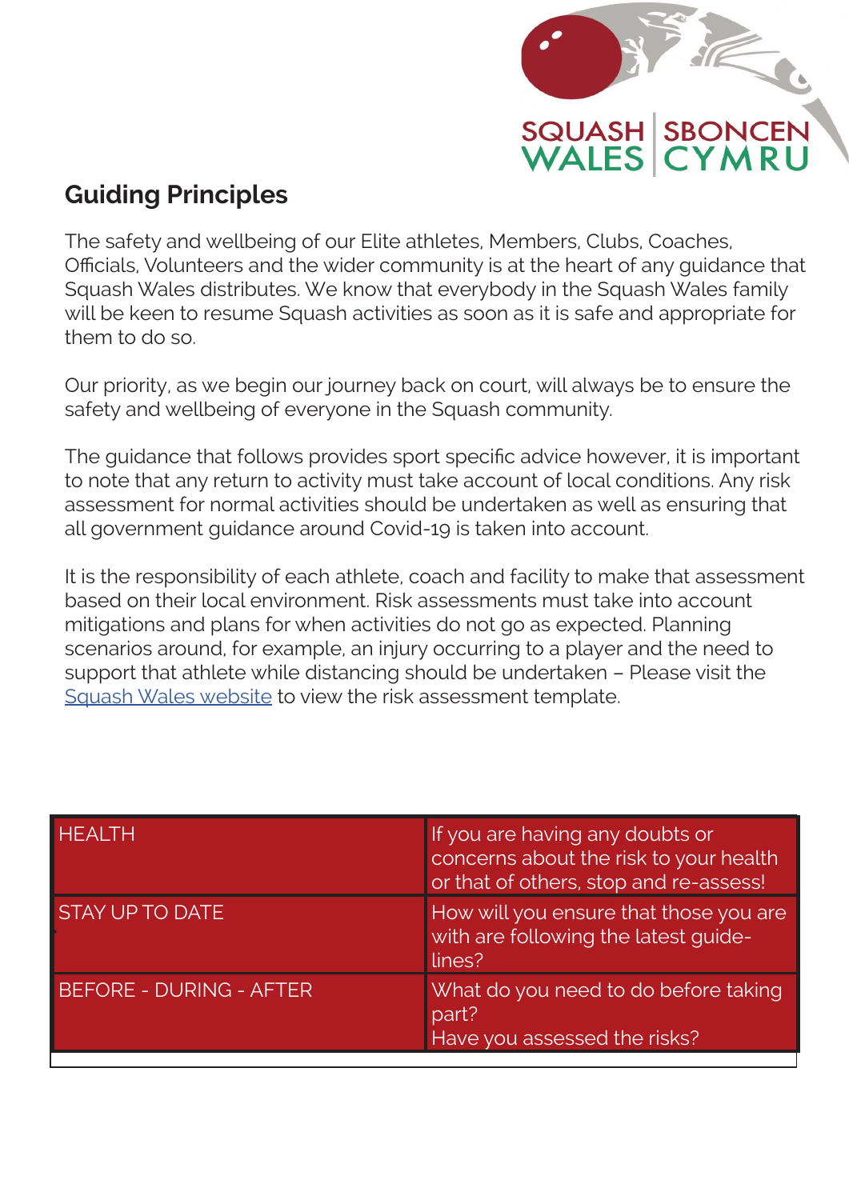## Guiding Principles

The safety and wellbeing of our Elite athletes, Members, Clubs, Coaches, Officials, Volunteers and the wider community is at the heart of any guidance that Squash Wales distributes. We know that everybody in the Squash Wales family will be keen to resume Squash activities as soon as it is safe and appropriate for them to do so.

Our priority, as we begin our journey back on court, will always be to ensure the safety and wellbeing of everyone in the Squash community.

The guidance that follows provides sport specific advice however, it is important to note that any return to activity must take account of local conditions. Any risk assessment for normal activities should be undertaken as well as ensuring that all government guidance around Covid-19 is taken into account.

It is the responsibility of each athlete, coach and facility to make that assessment based on their local environment. Risk assessments must take into account mitigations and plans for when activities do not go as expected. Planning scenarios around, for example, an injury occurring to a player and the need to support that athlete while distancing should be undertaken – Please visit the Squash Wales website to view the risk assessment template.

| | |
|---|---|
| HEALTH | If you are having any doubts or concerns about the risk to your health or that of others, stop and re-assess! |
| STAY UP TO DATE | How will you ensure that those you are with are following the latest guide-lines? |
| BEFORE - DURING - AFTER | What do you need to do before taking part?<br>Have you assessed the risks? |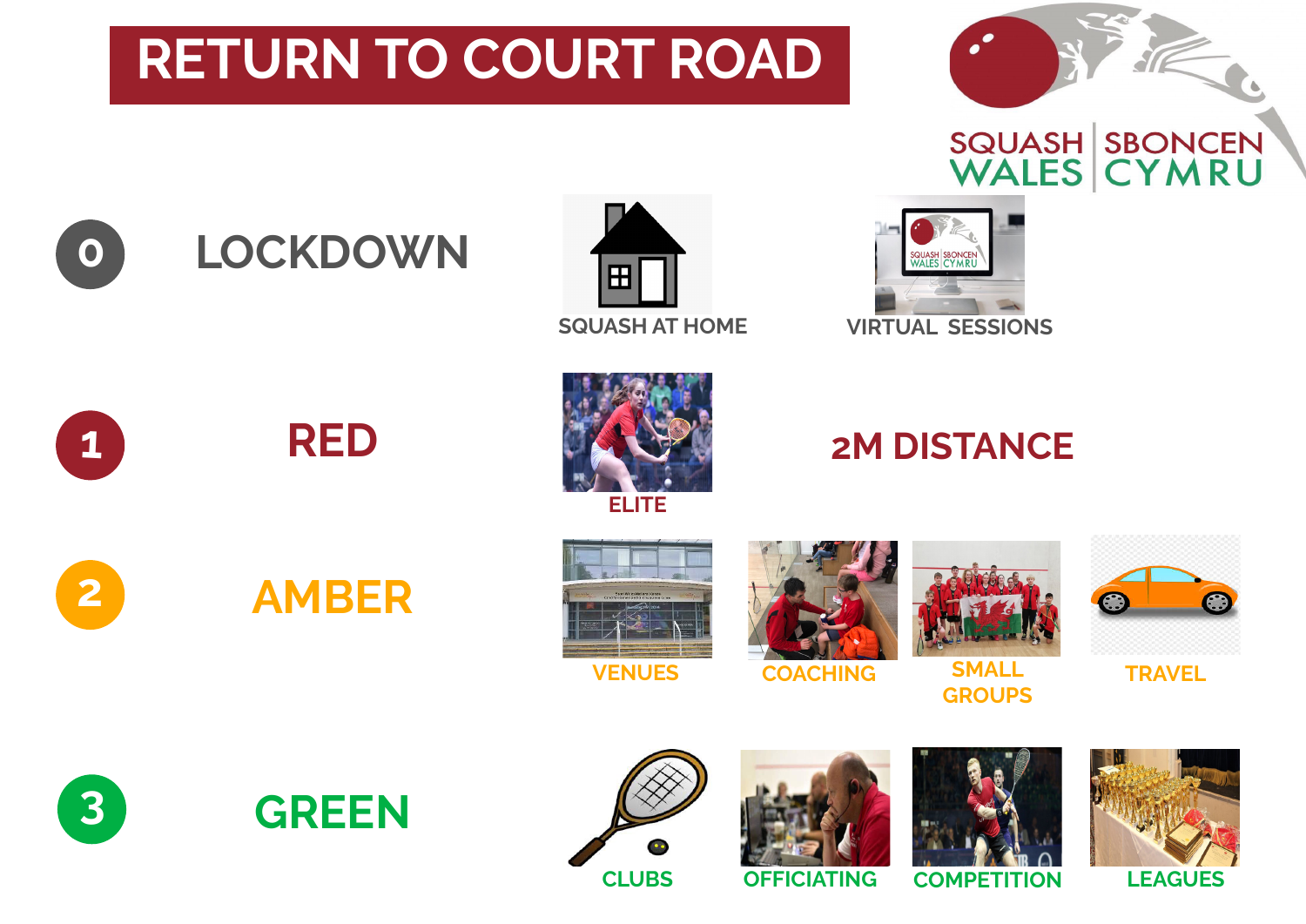# RETURN TO COURT ROAD

SQUASH WALES | SBONCEN CYMRU

**0 LOCKDOWN**
- SQUASH AT HOME
- VIRTUAL SESSIONS

**1 RED**
- ELITE
- 2M DISTANCE

**2 AMBER**
- VENUES
- COACHING
- SMALL GROUPS
- TRAVEL

**3 GREEN**
- CLUBS
- OFFICIATING
- COMPETITION
- LEAGUES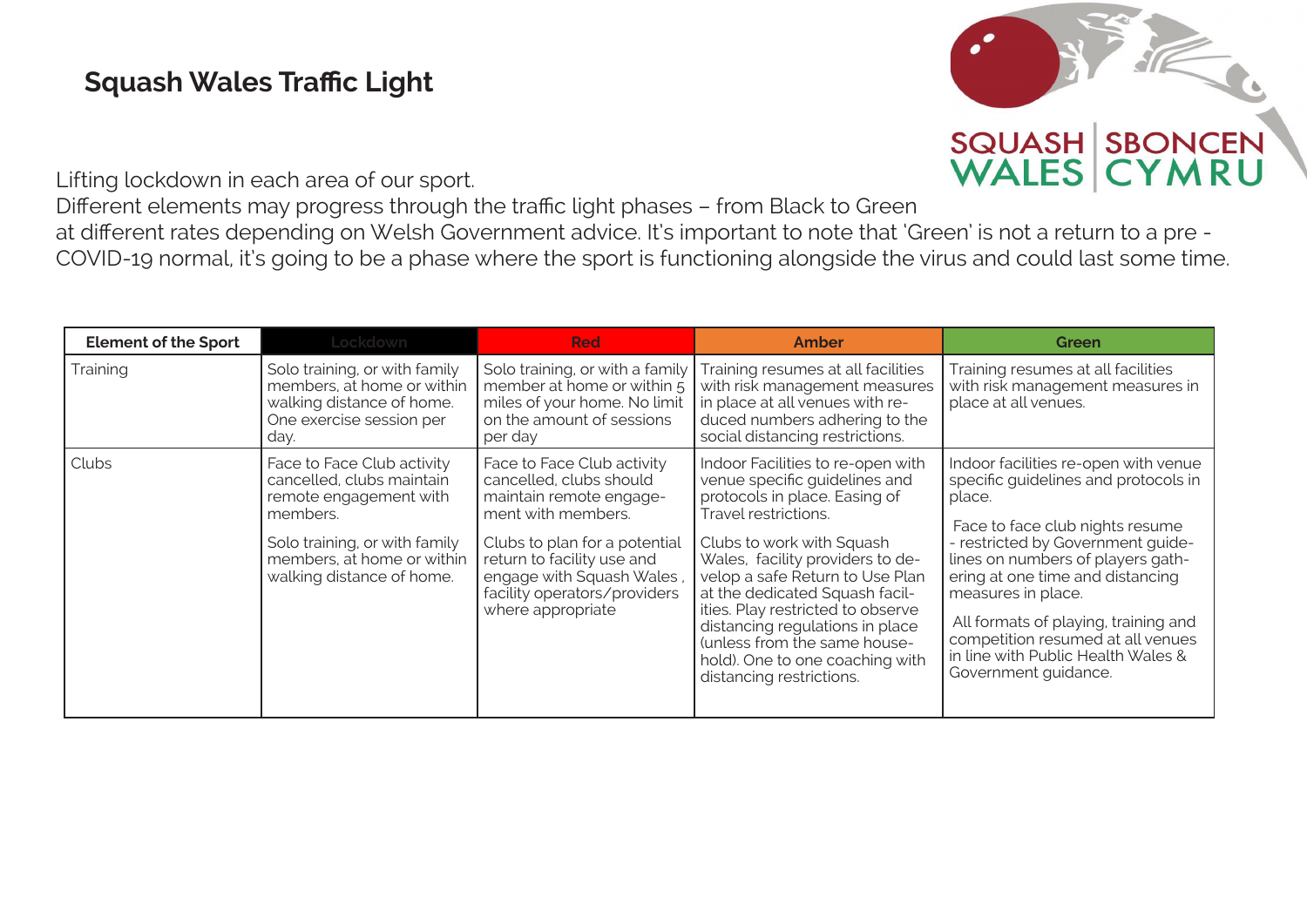# Squash Wales Traffic Light

Lifting lockdown in each area of our sport.
Different elements may progress through the traffic light phases – from Black to Green at different rates depending on Welsh Government advice. It's important to note that 'Green' is not a return to a pre - COVID-19 normal, it's going to be a phase where the sport is functioning alongside the virus and could last some time.

| Element of the Sport | Lockdown | Red | Amber | Green |
|---|---|---|---|---|
| Training | Solo training, or with family members, at home or within walking distance of home. One exercise session per day. | Solo training, or with a family member at home or within 5 miles of your home. No limit on the amount of sessions per day | Training resumes at all facilities with risk management measures in place at all venues with reduced numbers adhering to the social distancing restrictions. | Training resumes at all facilities with risk management measures in place at all venues. |
| Clubs | Face to Face Club activity cancelled, clubs maintain remote engagement with members.<br><br>Solo training, or with family members, at home or within walking distance of home. | Face to Face Club activity cancelled, clubs should maintain remote engagement with members.<br><br>Clubs to plan for a potential return to facility use and engage with Squash Wales, facility operators/providers where appropriate | Indoor Facilities to re-open with venue specific guidelines and protocols in place. Easing of Travel restrictions.<br><br>Clubs to work with Squash Wales, facility providers to develop a safe Return to Use Plan at the dedicated Squash facilities. Play restricted to observe distancing regulations in place (unless from the same household). One to one coaching with distancing restrictions. | Indoor facilities re-open with venue specific guidelines and protocols in place.<br><br>Face to face club nights resume - restricted by Government guidelines on numbers of players gathering at one time and distancing measures in place.<br><br>All formats of playing, training and competition resumed at all venues in line with Public Health Wales & Government guidance. |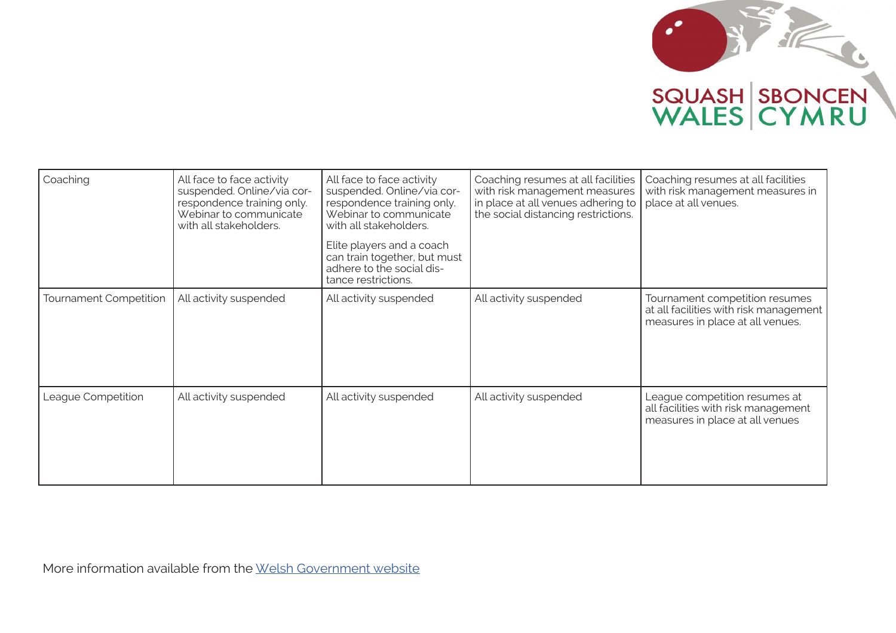| Coaching | All face to face activity suspended. Online/via correspondence training only. Webinar to communicate with all stakeholders. | All face to face activity suspended. Online/via correspondence training only. Webinar to communicate with all stakeholders.<br><br>Elite players and a coach can train together, but must adhere to the social distance restrictions. | Coaching resumes at all facilities with risk management measures in place at all venues adhering to the social distancing restrictions. | Coaching resumes at all facilities with risk management measures in place at all venues. |
|---|---|---|---|---|
| Tournament Competition | All activity suspended | All activity suspended | All activity suspended | Tournament competition resumes at all facilities with risk management measures in place at all venues. |
| League Competition | All activity suspended | All activity suspended | All activity suspended | League competition resumes at all facilities with risk management measures in place at all venues |

More information available from the [Welsh Government website]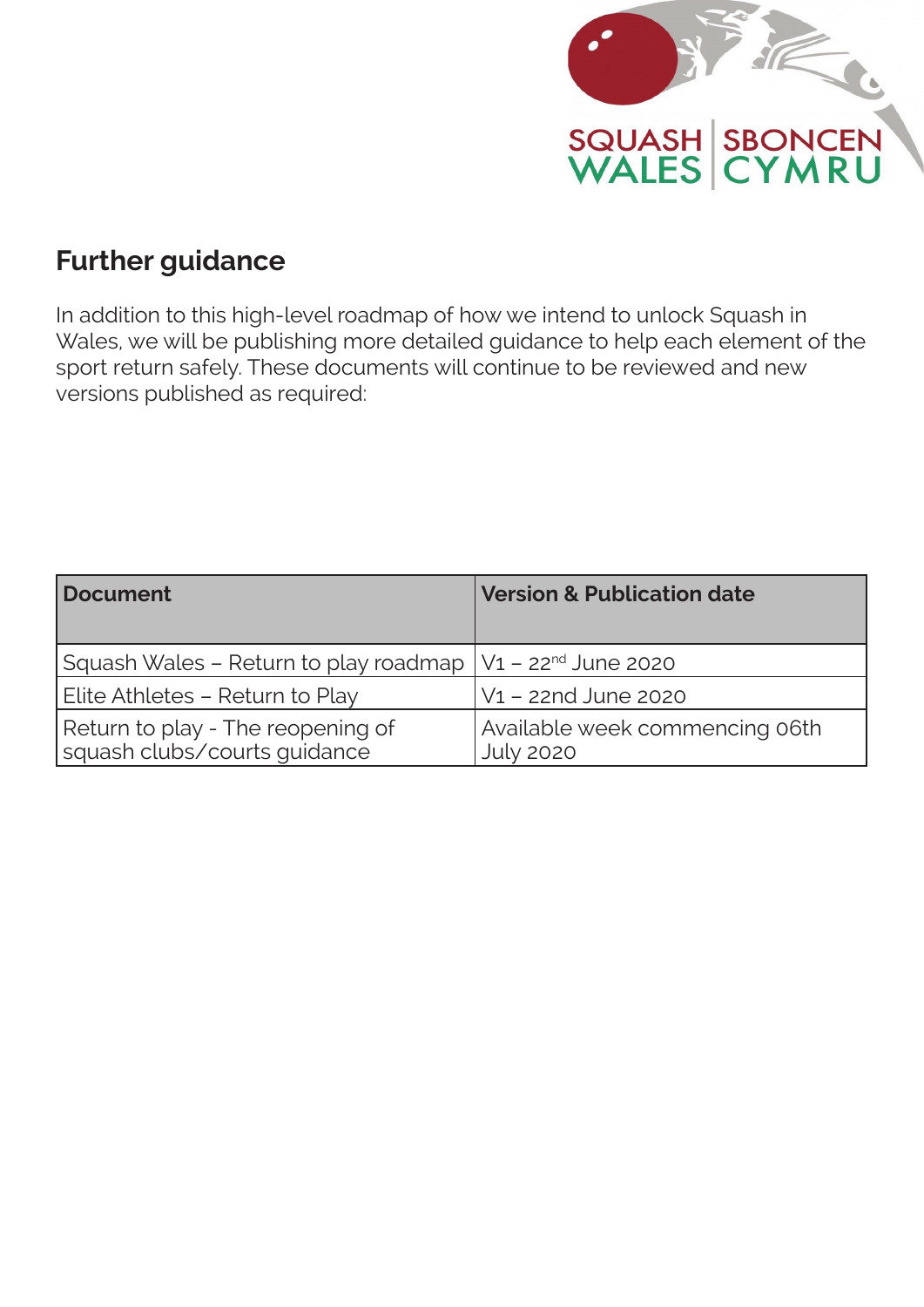## Further guidance

In addition to this high-level roadmap of how we intend to unlock Squash in Wales, we will be publishing more detailed guidance to help each element of the sport return safely. These documents will continue to be reviewed and new versions published as required:

| Document | Version & Publication date |
|---|---|
| Squash Wales – Return to play roadmap | V1 – 22nd June 2020 |
| Elite Athletes – Return to Play | V1 – 22nd June 2020 |
| Return to play - The reopening of squash clubs/courts guidance | Available week commencing 06th July 2020 |